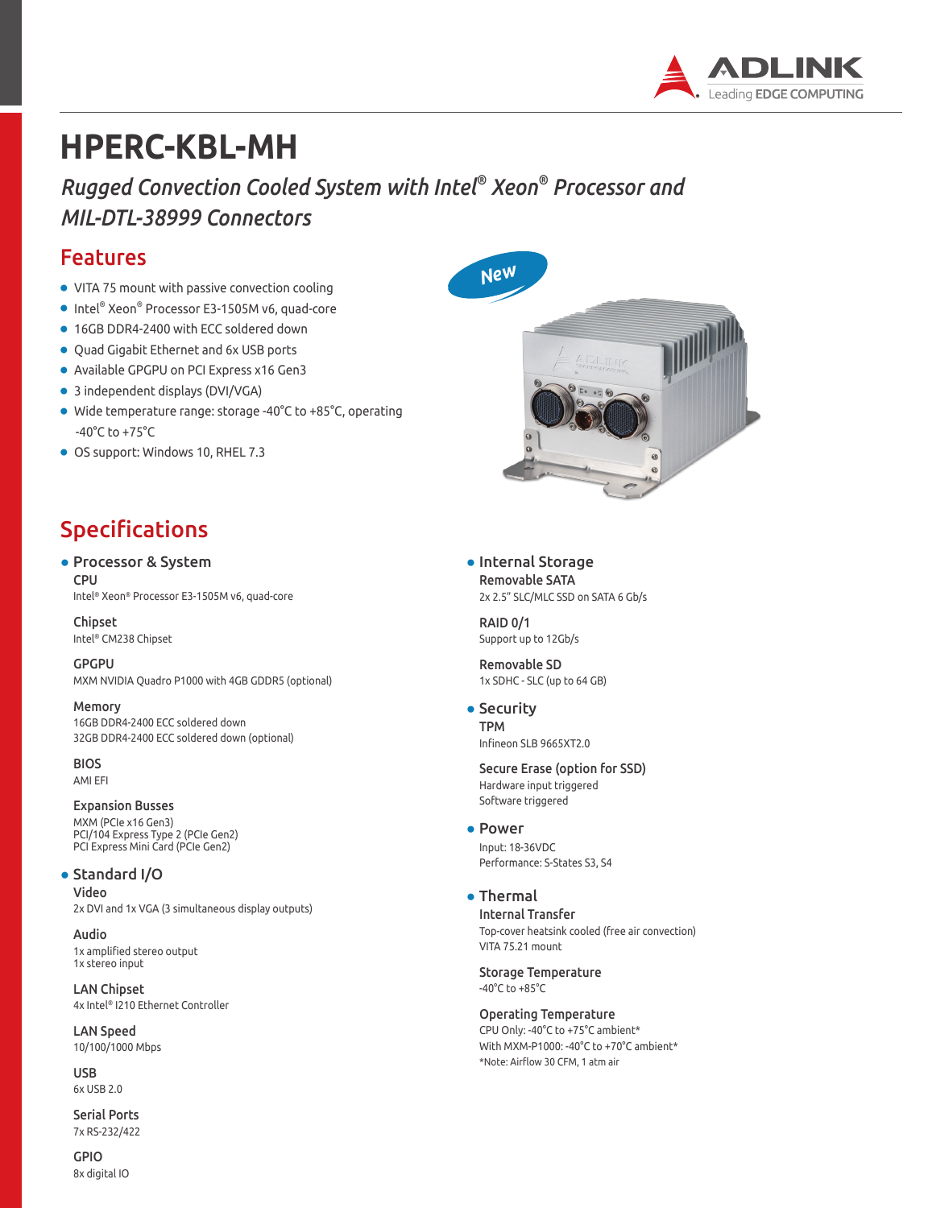# HPERC-KBL-MH

*Rugged Convection Cooled System with Intel® Xeon® Processor and MIL-DTL-38999 Connectors*

## Features

- VITA 75 mount with passive convection cooling
- Intel® Xeon® Processor E3-1505M v6, quad-core
- 16GB DDR4-2400 with ECC soldered down
- Quad Gigabit Ethernet and 6x USB ports
- Available GPGPU on PCI Express x16 Gen3
- 3 independent displays (DVI/VGA)
- Wide temperature range: storage -40°C to +85°C, operating -40°C to +75°C
- OS support: Windows 10, RHEL 7.3

New

## Specifications

### Processor & System

**CPU**
Intel® Xeon® Processor E3-1505M v6, quad-core

**Chipset**
Intel® CM238 Chipset

**GPGPU**
MXM NVIDIA Quadro P1000 with 4GB GDDR5 (optional)

**Memory**
16GB DDR4-2400 ECC soldered down
32GB DDR4-2400 ECC soldered down (optional)

**BIOS**
AMI EFI

**Expansion Busses**
MXM (PCIe x16 Gen3)
PCI/104 Express Type 2 (PCIe Gen2)
PCI Express Mini Card (PCIe Gen2)

### Standard I/O

**Video**
2x DVI and 1x VGA (3 simultaneous display outputs)

**Audio**
1x amplified stereo output
1x stereo input

**LAN Chipset**
4x Intel® I210 Ethernet Controller

**LAN Speed**
10/100/1000 Mbps

**USB**
6x USB 2.0

**Serial Ports**
7x RS-232/422

**GPIO**
8x digital IO

### Internal Storage

**Removable SATA**
2x 2.5" SLC/MLC SSD on SATA 6 Gb/s

**RAID 0/1**
Support up to 12Gb/s

**Removable SD**
1x SDHC - SLC (up to 64 GB)

### Security

**TPM**
Infineon SLB 9665XT2.0

**Secure Erase (option for SSD)**
Hardware input triggered
Software triggered

### Power

Input: 18-36VDC
Performance: S-States S3, S4

### Thermal

**Internal Transfer**
Top-cover heatsink cooled (free air convection)
VITA 75.21 mount

**Storage Temperature**
-40°C to +85°C

**Operating Temperature**
CPU Only: -40°C to +75°C ambient*
With MXM-P1000: -40°C to +70°C ambient*
*Note: Airflow 30 CFM, 1 atm air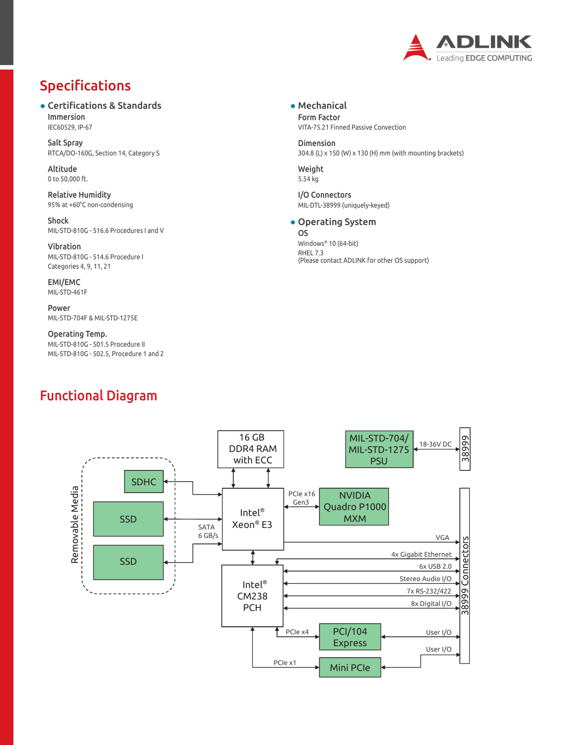## Specifications

### Certifications & Standards

**Immersion**
IEC60529, IP-67

**Salt Spray**
RTCA/DO-160G, Section 14, Category S

**Altitude**
0 to 50,000 ft.

**Relative Humidity**
95% at +60°C non-condensing

**Shock**
MIL-STD-810G - 516.6 Procedures I and V

**Vibration**
MIL-STD-810G - 514.6 Procedure I
Categories 4, 9, 11, 21

**EMI/EMC**
MIL-STD-461F

**Power**
MIL-STD-704F & MIL-STD-1275E

**Operating Temp.**
MIL-STD-810G - 501.5 Procedure II
MIL-STD-810G - 502.5, Procedure 1 and 2

### Mechanical

**Form Factor**
VITA-75.21 Finned Passive Convection

**Dimension**
304.8 (L) x 150 (W) x 130 (H) mm (with mounting brackets)

**Weight**
5.54 kg

**I/O Connectors**
MIL-DTL-38999 (uniquely-keyed)

### Operating System

**OS**
Windows® 10 (64-bit)
RHEL 7.3
(Please contact ADLINK for other OS support)

## Functional Diagram

Removable Media: SDHC, SSD, SSD — SATA 6 GB/s — Intel® Xeon® E3 — 16 GB DDR4 RAM with ECC — PCIe x16 Gen3 — NVIDIA Quadro P1000 MXM — MIL-STD-704/ MIL-STD-1275 PSU — 18-36V DC — 38999 — VGA — Intel® CM238 PCH — 4x Gigabit Ethernet — 6x USB 2.0 — Stereo Audio I/O — 7x RS-232/422 — 8x Digital I/O — 38999 Connectors — PCIe x4 — PCI/104 Express — User I/O — PCIe x1 — Mini PCIe — User I/O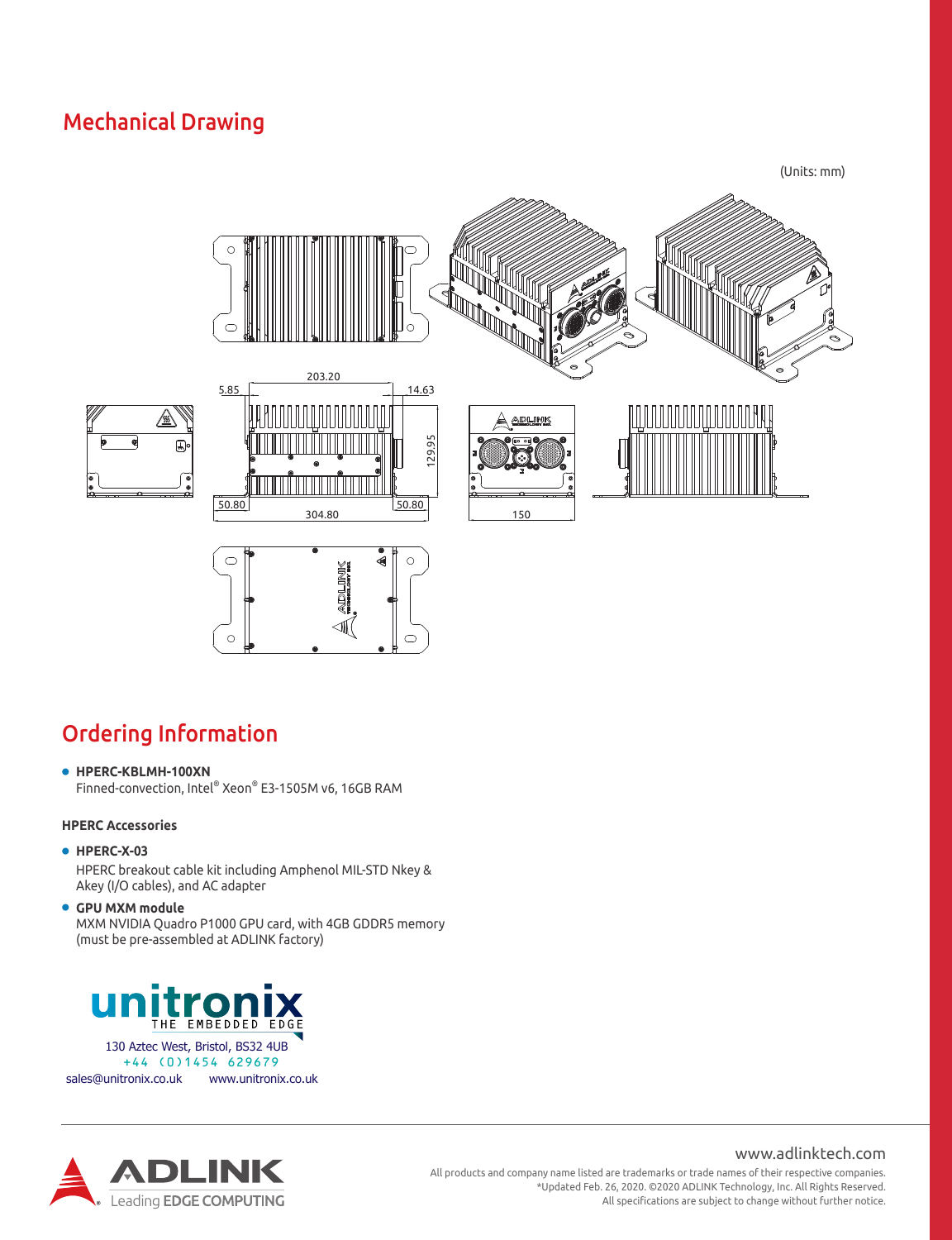## Mechanical Drawing

(Units: mm)

203.20
5.85
14.63
129.95
50.80
304.80
50.80
150

## Ordering Information

- **HPERC-KBLMH-100XN**
  Finned-convection, Intel® Xeon® E3-1505M v6, 16GB RAM

**HPERC Accessories**

- **HPERC-X-03**
  HPERC breakout cable kit including Amphenol MIL-STD Nkey & Akey (I/O cables), and AC adapter
- **GPU MXM module**
  MXM NVIDIA Quadro P1000 GPU card, with 4GB GDDR5 memory (must be pre-assembled at ADLINK factory)

unitronix
THE EMBEDDED EDGE
130 Aztec West, Bristol, BS32 4UB
+44 (0)1454 629679
sales@unitronix.co.uk www.unitronix.co.uk

ADLINK Leading EDGE COMPUTING

www.adlinktech.com

All products and company name listed are trademarks or trade names of their respective companies.
*Updated Feb. 26, 2020. ©2020 ADLINK Technology, Inc. All Rights Reserved.
All specifications are subject to change without further notice.